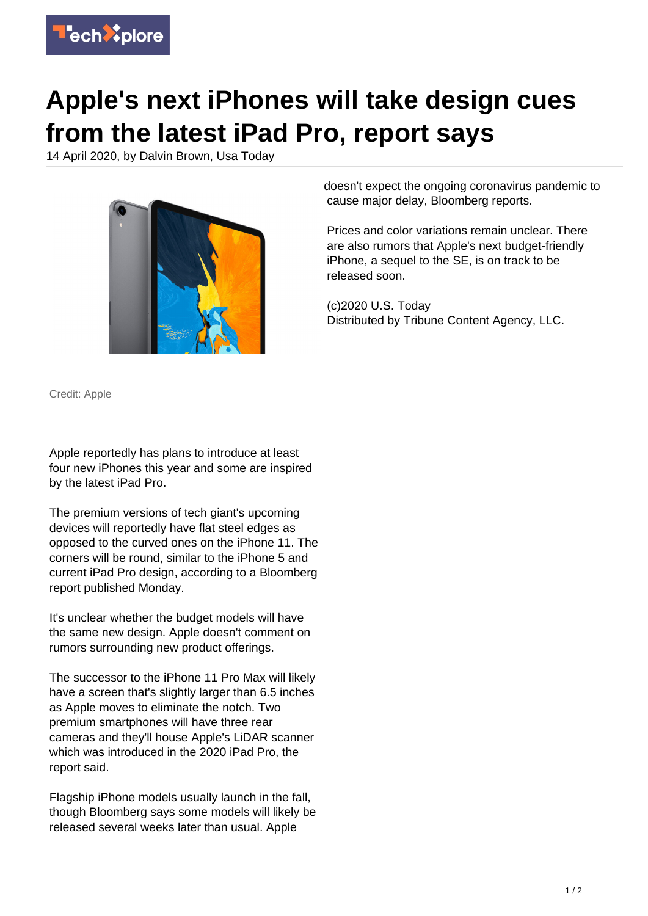# Apple's next iPhones will take design cues from the latest iPad Pro, report says

14 April 2020, by Dalvin Brown, Usa Today

Credit: Apple

Apple reportedly has plans to introduce at least four new iPhones this year and some are inspired by the latest iPad Pro.

The premium versions of tech giant's upcoming devices will reportedly have flat steel edges as opposed to the curved ones on the iPhone 11. The corners will be round, similar to the iPhone 5 and current iPad Pro design, according to a Bloomberg report published Monday.

It's unclear whether the budget models will have the same new design. Apple doesn't comment on rumors surrounding new product offerings.

The successor to the iPhone 11 Pro Max will likely have a screen that's slightly larger than 6.5 inches as Apple moves to eliminate the notch. Two premium smartphones will have three rear cameras and they'll house Apple's LiDAR scanner which was introduced in the 2020 iPad Pro, the report said.

Flagship iPhone models usually launch in the fall, though Bloomberg says some models will likely be released several weeks later than usual. Apple doesn't expect the ongoing coronavirus pandemic to cause major delay, Bloomberg reports.

Prices and color variations remain unclear. There are also rumors that Apple's next budget-friendly iPhone, a sequel to the SE, is on track to be released soon.

(c)2020 U.S. Today
Distributed by Tribune Content Agency, LLC.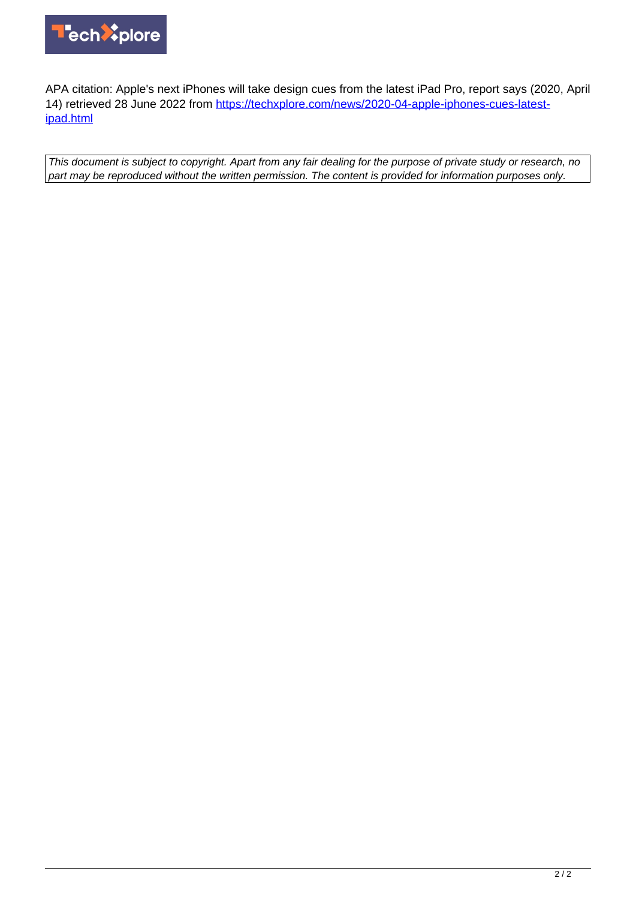APA citation: Apple's next iPhones will take design cues from the latest iPad Pro, report says (2020, April 14) retrieved 28 June 2022 from https://techxplore.com/news/2020-04-apple-iphones-cues-latest-ipad.html

*This document is subject to copyright. Apart from any fair dealing for the purpose of private study or research, no part may be reproduced without the written permission. The content is provided for information purposes only.*